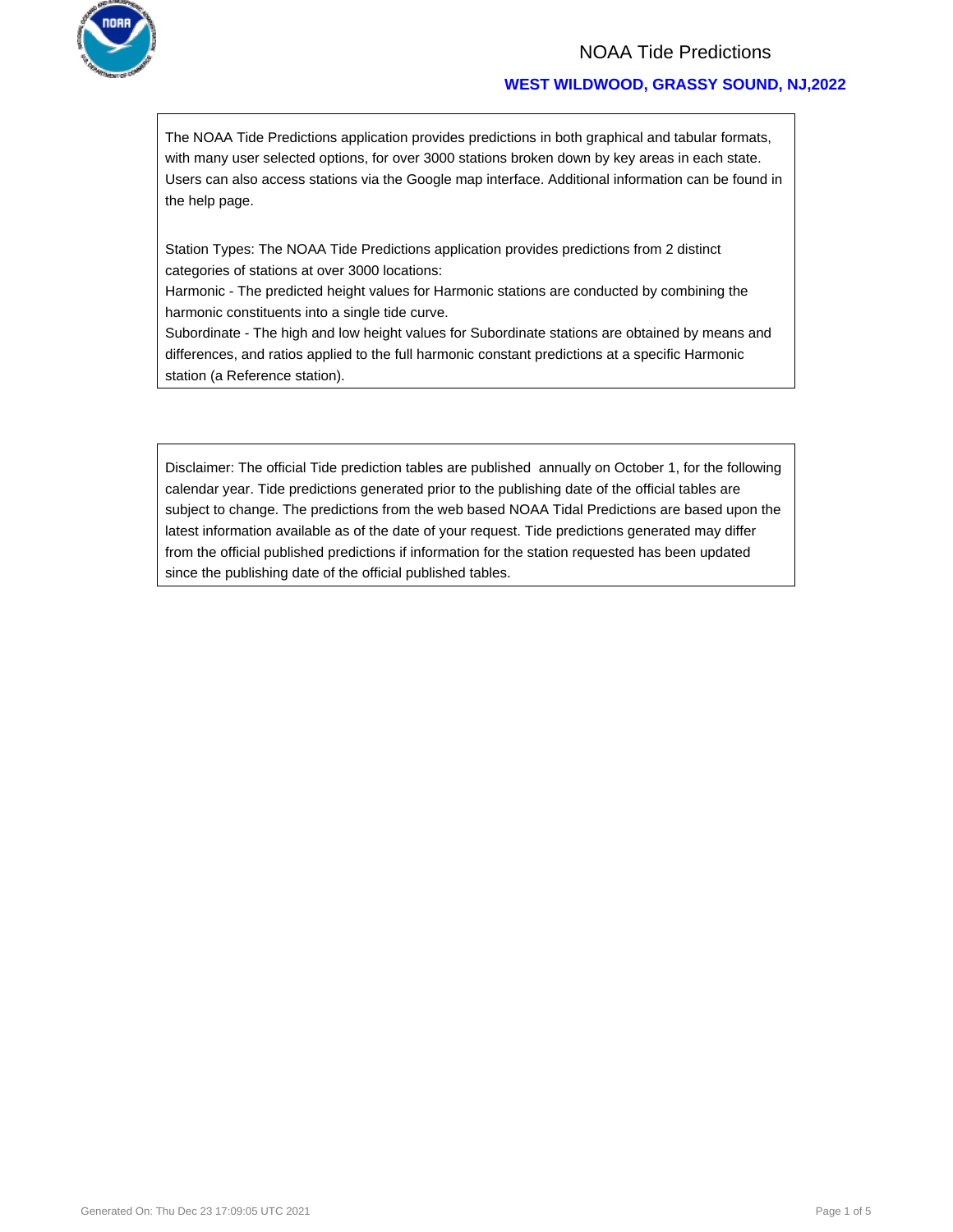# NOAA Tide Predictions

## WEST WILDWOOD, GRASSY SOUND, NJ,2022

The NOAA Tide Predictions application provides predictions in both graphical and tabular formats, with many user selected options, for over 3000 stations broken down by key areas in each state. Users can also access stations via the Google map interface. Additional information can be found in the help page.

Station Types: The NOAA Tide Predictions application provides predictions from 2 distinct categories of stations at over 3000 locations:
Harmonic - The predicted height values for Harmonic stations are conducted by combining the harmonic constituents into a single tide curve.
Subordinate - The high and low height values for Subordinate stations are obtained by means and differences, and ratios applied to the full harmonic constant predictions at a specific Harmonic station (a Reference station).

Disclaimer: The official Tide prediction tables are published annually on October 1, for the following calendar year. Tide predictions generated prior to the publishing date of the official tables are subject to change. The predictions from the web based NOAA Tidal Predictions are based upon the latest information available as of the date of your request. Tide predictions generated may differ from the official published predictions if information for the station requested has been updated since the publishing date of the official published tables.

Generated On: Thu Dec 23 17:09:05 UTC 2021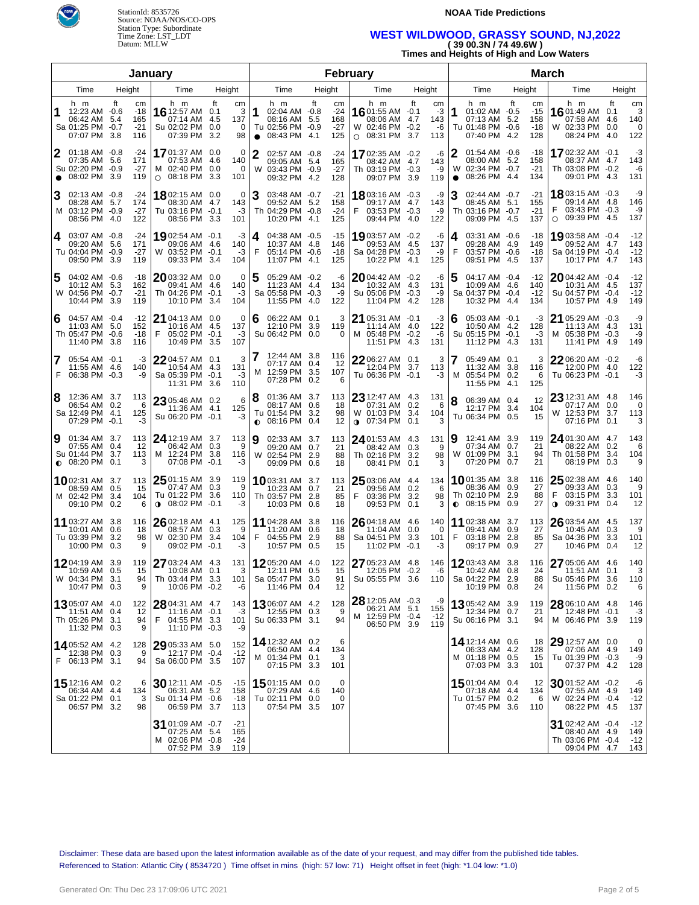# NOAA Tide Predictions

StationId: 8535726
Source: NOAA/NOS/CO-OPS
Station Type: Subordinate
Time Zone: LST_LDT
Datum: MLLW

## WEST WILDWOOD, GRASSY SOUND, NJ,2022
### ( 39 00.3N / 74 49.6W )
### Times and Heights of High and Low Waters

## January

| Day | Time | Height (ft) | Height (cm) |
|---|---|---|---|
| 1 Sa | 12:23 AM | -0.6 | -18 |
| | 06:42 AM | 5.4 | 165 |
| | 01:25 PM | -0.7 | -21 |
| | 07:07 PM | 3.8 | 116 |
| 2 Su ● | 01:18 AM | -0.8 | -24 |
| | 07:35 AM | 5.6 | 171 |
| | 02:20 PM | -0.9 | -27 |
| | 08:02 PM | 3.9 | 119 |
| 3 M | 02:13 AM | -0.8 | -24 |
| | 08:28 AM | 5.7 | 174 |
| | 03:12 PM | -0.9 | -27 |
| | 08:56 PM | 4.0 | 122 |
| 4 Tu | 03:07 AM | -0.8 | -24 |
| | 09:20 AM | 5.6 | 171 |
| | 04:04 PM | -0.9 | -27 |
| | 09:50 PM | 3.9 | 119 |
| 5 W | 04:02 AM | -0.6 | -18 |
| | 10:12 AM | 5.3 | 162 |
| | 04:56 PM | -0.7 | -21 |
| | 10:44 PM | 3.9 | 119 |
| 6 Th | 04:57 AM | -0.4 | -12 |
| | 11:03 AM | 5.0 | 152 |
| | 05:47 PM | -0.6 | -18 |
| | 11:40 PM | 3.8 | 116 |
| 7 F | 05:54 AM | -0.1 | -3 |
| | 11:55 AM | 4.6 | 140 |
| | 06:38 PM | -0.3 | -9 |
| 8 Sa | 12:36 AM | 3.7 | 113 |
| | 06:54 AM | 0.2 | 6 |
| | 12:49 PM | 4.1 | 125 |
| | 07:29 PM | -0.1 | -3 |
| 9 Su ◐ | 01:34 AM | 3.7 | 113 |
| | 07:55 AM | 0.4 | 12 |
| | 01:44 PM | 3.7 | 113 |
| | 08:20 PM | 0.1 | 3 |
| 10 M | 02:31 AM | 3.7 | 113 |
| | 08:59 AM | 0.5 | 15 |
| | 02:42 PM | 3.4 | 104 |
| | 09:10 PM | 0.2 | 6 |
| 11 Tu | 03:27 AM | 3.8 | 116 |
| | 10:01 AM | 0.6 | 18 |
| | 03:39 PM | 3.2 | 98 |
| | 10:00 PM | 0.3 | 9 |
| 12 W | 04:19 AM | 3.9 | 119 |
| | 10:59 AM | 0.5 | 15 |
| | 04:34 PM | 3.1 | 94 |
| | 10:47 PM | 0.3 | 9 |
| 13 Th | 05:07 AM | 4.0 | 122 |
| | 11:51 AM | 0.4 | 12 |
| | 05:26 PM | 3.1 | 94 |
| | 11:32 PM | 0.3 | 9 |
| 14 F | 05:52 AM | 4.2 | 128 |
| | 12:38 PM | 0.3 | 9 |
| | 06:13 PM | 3.1 | 94 |
| 15 Sa | 12:16 AM | 0.2 | 6 |
| | 06:34 AM | 4.4 | 134 |
| | 01:22 PM | 0.1 | 3 |
| | 06:57 PM | 3.2 | 98 |
| 16 Su | 12:57 AM | 0.1 | 3 |
| | 07:14 AM | 4.5 | 137 |
| | 02:02 PM | 0.0 | 0 |
| | 07:39 PM | 3.2 | 98 |
| 17 M ○ | 01:37 AM | 0.0 | 0 |
| | 07:53 AM | 4.6 | 140 |
| | 02:40 PM | 0.0 | 0 |
| | 08:18 PM | 3.3 | 101 |
| 18 Tu | 02:15 AM | 0.0 | 0 |
| | 08:30 AM | 4.7 | 143 |
| | 03:16 PM | -0.1 | -3 |
| | 08:56 PM | 3.3 | 101 |
| 19 W | 02:54 AM | -0.1 | -3 |
| | 09:06 AM | 4.6 | 140 |
| | 03:52 PM | -0.1 | -3 |
| | 09:33 PM | 3.4 | 104 |
| 20 Th | 03:32 AM | 0.0 | 0 |
| | 09:41 AM | 4.6 | 140 |
| | 04:26 PM | -0.1 | -3 |
| | 10:10 PM | 3.4 | 104 |
| 21 F | 04:13 AM | 0.0 | 0 |
| | 10:16 AM | 4.5 | 137 |
| | 05:02 PM | -0.1 | -3 |
| | 10:49 PM | 3.5 | 107 |
| 22 Sa | 04:57 AM | 0.1 | 3 |
| | 10:54 AM | 4.3 | 131 |
| | 05:39 PM | -0.1 | -3 |
| | 11:31 PM | 3.6 | 110 |
| 23 Su | 05:46 AM | 0.2 | 6 |
| | 11:36 AM | 4.1 | 125 |
| | 06:20 PM | -0.1 | -3 |
| 24 M | 12:19 AM | 3.7 | 113 |
| | 06:42 AM | 0.3 | 9 |
| | 12:24 PM | 3.8 | 116 |
| | 07:08 PM | -0.1 | -3 |
| 25 Tu ◑ | 01:15 AM | 3.9 | 119 |
| | 07:47 AM | 0.3 | 9 |
| | 01:22 PM | 3.6 | 110 |
| | 08:02 PM | -0.1 | -3 |
| 26 W | 02:18 AM | 4.1 | 125 |
| | 08:57 AM | 0.3 | 9 |
| | 02:30 PM | 3.4 | 104 |
| | 09:02 PM | -0.1 | -3 |
| 27 Th | 03:24 AM | 4.3 | 131 |
| | 10:08 AM | 0.1 | 3 |
| | 03:44 PM | 3.3 | 101 |
| | 10:06 PM | -0.2 | -6 |
| 28 F | 04:31 AM | 4.7 | 143 |
| | 11:16 AM | -0.1 | -3 |
| | 04:55 PM | 3.3 | 101 |
| | 11:10 PM | -0.3 | -9 |
| 29 Sa | 05:33 AM | 5.0 | 152 |
| | 12:17 PM | -0.4 | -12 |
| | 06:00 PM | 3.5 | 107 |
| 30 Su | 12:11 AM | -0.5 | -15 |
| | 06:31 AM | 5.2 | 158 |
| | 01:14 PM | -0.6 | -18 |
| | 06:59 PM | 3.7 | 113 |
| 31 M | 01:09 AM | -0.7 | -21 |
| | 07:25 AM | 5.4 | 165 |
| | 02:06 PM | -0.8 | -24 |
| | 07:52 PM | 3.9 | 119 |

## February

| Day | Time | Height (ft) | Height (cm) |
|---|---|---|---|
| 1 Tu ● | 02:04 AM | -0.8 | -24 |
| | 08:16 AM | 5.5 | 168 |
| | 02:56 PM | -0.9 | -27 |
| | 08:43 PM | 4.1 | 125 |
| 2 W | 02:57 AM | -0.8 | -24 |
| | 09:05 AM | 5.4 | 165 |
| | 03:43 PM | -0.9 | -27 |
| | 09:32 PM | 4.2 | 128 |
| 3 Th | 03:48 AM | -0.7 | -21 |
| | 09:52 AM | 5.2 | 158 |
| | 04:29 PM | -0.8 | -24 |
| | 10:20 PM | 4.1 | 125 |
| 4 F | 04:38 AM | -0.5 | -15 |
| | 10:37 AM | 4.8 | 146 |
| | 05:14 PM | -0.6 | -18 |
| | 11:07 PM | 4.1 | 125 |
| 5 Sa | 05:29 AM | -0.2 | -6 |
| | 11:23 AM | 4.4 | 134 |
| | 05:58 PM | -0.3 | -9 |
| | 11:55 PM | 4.0 | 122 |
| 6 Su | 06:22 AM | 0.1 | 3 |
| | 12:10 PM | 3.9 | 119 |
| | 06:42 PM | 0.0 | 0 |
| 7 M | 12:44 AM | 3.8 | 116 |
| | 07:17 AM | 0.4 | 12 |
| | 12:59 PM | 3.5 | 107 |
| | 07:28 PM | 0.2 | 6 |
| 8 Tu ◐ | 01:36 AM | 3.7 | 113 |
| | 08:17 AM | 0.6 | 18 |
| | 01:54 PM | 3.2 | 98 |
| | 08:16 PM | 0.4 | 12 |
| 9 W | 02:33 AM | 3.7 | 113 |
| | 09:20 AM | 0.7 | 21 |
| | 02:54 PM | 2.9 | 88 |
| | 09:09 PM | 0.6 | 18 |
| 10 Th | 03:31 AM | 3.7 | 113 |
| | 10:23 AM | 0.7 | 21 |
| | 03:57 PM | 2.8 | 85 |
| | 10:03 PM | 0.6 | 18 |
| 11 F | 04:28 AM | 3.8 | 116 |
| | 11:20 AM | 0.6 | 18 |
| | 04:55 PM | 2.9 | 88 |
| | 10:57 PM | 0.5 | 15 |
| 12 Sa | 05:20 AM | 4.0 | 122 |
| | 12:11 PM | 0.5 | 15 |
| | 05:47 PM | 3.0 | 91 |
| | 11:46 PM | 0.4 | 12 |
| 13 Su | 06:07 AM | 4.2 | 128 |
| | 12:55 PM | 0.3 | 9 |
| | 06:33 PM | 3.1 | 94 |
| 14 M | 12:32 AM | 0.2 | 6 |
| | 06:50 AM | 4.4 | 134 |
| | 01:34 PM | 0.1 | 3 |
| | 07:15 PM | 3.3 | 101 |
| 15 Tu | 01:15 AM | 0.0 | 0 |
| | 07:29 AM | 4.6 | 140 |
| | 02:11 PM | 0.0 | 0 |
| | 07:54 PM | 3.5 | 107 |
| 16 W ○ | 01:55 AM | -0.1 | -3 |
| | 08:06 AM | 4.7 | 143 |
| | 02:46 PM | -0.2 | -6 |
| | 08:31 PM | 3.7 | 113 |
| 17 Th | 02:35 AM | -0.2 | -6 |
| | 08:42 AM | 4.7 | 143 |
| | 03:19 PM | -0.3 | -9 |
| | 09:07 PM | 3.9 | 119 |
| 18 F | 03:16 AM | -0.3 | -9 |
| | 09:17 AM | 4.7 | 143 |
| | 03:53 PM | -0.3 | -9 |
| | 09:44 PM | 4.0 | 122 |
| 19 Sa | 03:57 AM | -0.2 | -6 |
| | 09:53 AM | 4.5 | 137 |
| | 04:28 PM | -0.3 | -9 |
| | 10:22 PM | 4.1 | 125 |
| 20 Su | 04:42 AM | -0.2 | -6 |
| | 10:32 AM | 4.3 | 131 |
| | 05:06 PM | -0.3 | -9 |
| | 11:04 PM | 4.2 | 128 |
| 21 M | 05:31 AM | -0.1 | -3 |
| | 11:14 AM | 4.0 | 122 |
| | 05:48 PM | -0.2 | -6 |
| | 11:51 PM | 4.3 | 131 |
| 22 Tu | 06:27 AM | 0.1 | 3 |
| | 12:04 PM | 3.7 | 113 |
| | 06:36 PM | -0.1 | -3 |
| 23 W ◑ | 12:47 AM | 4.3 | 131 |
| | 07:31 AM | 0.2 | 6 |
| | 01:03 PM | 3.4 | 104 |
| | 07:34 PM | 0.1 | 3 |
| 24 Th | 01:53 AM | 4.3 | 131 |
| | 08:42 AM | 0.3 | 9 |
| | 02:16 PM | 3.2 | 98 |
| | 08:41 PM | 0.1 | 3 |
| 25 F | 03:06 AM | 4.4 | 134 |
| | 09:56 AM | 0.2 | 6 |
| | 03:36 PM | 3.2 | 98 |
| | 09:53 PM | 0.1 | 3 |
| 26 Sa | 04:18 AM | 4.6 | 140 |
| | 11:04 AM | 0.0 | 0 |
| | 04:51 PM | 3.3 | 101 |
| | 11:02 PM | -0.1 | -3 |
| 27 Su | 05:23 AM | 4.8 | 146 |
| | 12:05 PM | -0.2 | -6 |
| | 05:55 PM | 3.6 | 110 |
| 28 M | 12:05 AM | -0.3 | -9 |
| | 06:21 AM | 5.1 | 155 |
| | 12:59 PM | -0.4 | -12 |
| | 06:50 PM | 3.9 | 119 |

## March

| Day | Time | Height (ft) | Height (cm) |
|---|---|---|---|
| 1 Tu | 01:02 AM | -0.5 | -15 |
| | 07:13 AM | 5.2 | 158 |
| | 01:48 PM | -0.6 | -18 |
| | 07:40 PM | 4.2 | 128 |
| 2 W ● | 01:54 AM | -0.6 | -18 |
| | 08:00 AM | 5.2 | 158 |
| | 02:34 PM | -0.7 | -21 |
| | 08:26 PM | 4.4 | 134 |
| 3 Th | 02:44 AM | -0.7 | -21 |
| | 08:45 AM | 5.1 | 155 |
| | 03:16 PM | -0.7 | -21 |
| | 09:09 PM | 4.5 | 137 |
| 4 F | 03:31 AM | -0.6 | -18 |
| | 09:28 AM | 4.9 | 149 |
| | 03:57 PM | -0.6 | -18 |
| | 09:51 PM | 4.5 | 137 |
| 5 Sa | 04:17 AM | -0.4 | -12 |
| | 10:09 AM | 4.6 | 140 |
| | 04:37 PM | -0.4 | -12 |
| | 10:32 PM | 4.4 | 134 |
| 6 Su | 05:03 AM | -0.1 | -3 |
| | 10:50 AM | 4.2 | 128 |
| | 05:15 PM | -0.1 | -3 |
| | 11:12 PM | 4.3 | 131 |
| 7 M | 05:49 AM | 0.1 | 3 |
| | 11:32 AM | 3.8 | 116 |
| | 05:54 PM | 0.2 | 6 |
| | 11:55 PM | 4.1 | 125 |
| 8 Tu | 06:39 AM | 0.4 | 12 |
| | 12:17 PM | 3.4 | 104 |
| | 06:34 PM | 0.5 | 15 |
| 9 W | 12:41 AM | 3.9 | 119 |
| | 07:34 AM | 0.7 | 21 |
| | 01:09 PM | 3.1 | 94 |
| | 07:20 PM | 0.7 | 21 |
| 10 Th ◐ | 01:35 AM | 3.8 | 116 |
| | 08:36 AM | 0.9 | 27 |
| | 02:10 PM | 2.9 | 88 |
| | 08:15 PM | 0.9 | 27 |
| 11 F | 02:38 AM | 3.7 | 113 |
| | 09:41 AM | 0.9 | 27 |
| | 03:18 PM | 2.8 | 85 |
| | 09:17 PM | 0.9 | 27 |
| 12 Sa | 03:43 AM | 3.8 | 116 |
| | 10:42 AM | 0.8 | 24 |
| | 04:22 PM | 2.9 | 88 |
| | 10:19 PM | 0.8 | 24 |
| 13 Su | 05:42 AM | 3.9 | 119 |
| | 12:34 PM | 0.7 | 21 |
| | 06:16 PM | 3.1 | 94 |
| 14 M | 12:14 AM | 0.6 | 18 |
| | 06:33 AM | 4.2 | 128 |
| | 01:18 PM | 0.5 | 15 |
| | 07:03 PM | 3.3 | 101 |
| 15 Tu | 01:04 AM | 0.4 | 12 |
| | 07:18 AM | 4.4 | 134 |
| | 01:57 PM | 0.2 | 6 |
| | 07:45 PM | 3.6 | 110 |
| 16 W | 01:49 AM | 0.1 | 3 |
| | 07:58 AM | 4.6 | 140 |
| | 02:33 PM | 0.0 | 0 |
| | 08:24 PM | 4.0 | 122 |
| 17 Th | 02:32 AM | -0.1 | -3 |
| | 08:37 AM | 4.7 | 143 |
| | 03:08 PM | -0.2 | -6 |
| | 09:01 PM | 4.3 | 131 |
| 18 F ○ | 03:15 AM | -0.3 | -9 |
| | 09:14 AM | 4.8 | 146 |
| | 03:43 PM | -0.3 | -9 |
| | 09:39 PM | 4.5 | 137 |
| 19 Sa | 03:58 AM | -0.4 | -12 |
| | 09:52 AM | 4.7 | 143 |
| | 04:19 PM | -0.4 | -12 |
| | 10:17 PM | 4.7 | 143 |
| 20 Su | 04:42 AM | -0.4 | -12 |
| | 10:31 AM | 4.5 | 137 |
| | 04:57 PM | -0.4 | -12 |
| | 10:57 PM | 4.9 | 149 |
| 21 M | 05:29 AM | -0.3 | -9 |
| | 11:13 AM | 4.3 | 131 |
| | 05:38 PM | -0.3 | -9 |
| | 11:41 PM | 4.9 | 149 |
| 22 Tu | 06:20 AM | -0.2 | -6 |
| | 12:00 PM | 4.0 | 122 |
| | 06:23 PM | -0.1 | -3 |
| 23 W | 12:31 AM | 4.8 | 146 |
| | 07:17 AM | 0.0 | 0 |
| | 12:53 PM | 3.7 | 113 |
| | 07:16 PM | 0.1 | 3 |
| 24 Th | 01:30 AM | 4.7 | 143 |
| | 08:22 AM | 0.2 | 6 |
| | 01:58 PM | 3.4 | 104 |
| | 08:19 PM | 0.3 | 9 |
| 25 F ◑ | 02:38 AM | 4.6 | 140 |
| | 09:33 AM | 0.3 | 9 |
| | 03:15 PM | 3.3 | 101 |
| | 09:31 PM | 0.4 | 12 |
| 26 Sa | 03:54 AM | 4.5 | 137 |
| | 10:45 AM | 0.3 | 9 |
| | 04:36 PM | 3.3 | 101 |
| | 10:46 PM | 0.4 | 12 |
| 27 Su | 05:06 AM | 4.6 | 140 |
| | 11:51 AM | 0.1 | 3 |
| | 05:46 PM | 3.6 | 110 |
| | 11:56 PM | 0.2 | 6 |
| 28 M | 06:10 AM | 4.8 | 146 |
| | 12:48 PM | -0.1 | -3 |
| | 06:46 PM | 3.9 | 119 |
| 29 Tu | 12:57 AM | 0.0 | 0 |
| | 07:06 AM | 4.9 | 149 |
| | 01:39 PM | -0.3 | -9 |
| | 07:37 PM | 4.2 | 128 |
| 30 W | 01:52 AM | -0.2 | -6 |
| | 07:55 AM | 4.9 | 149 |
| | 02:24 PM | -0.4 | -12 |
| | 08:22 PM | 4.5 | 137 |
| 31 Th | 02:42 AM | -0.4 | -12 |
| | 08:40 AM | 4.9 | 149 |
| | 03:06 PM | -0.4 | -12 |
| | 09:04 PM | 4.7 | 143 |

Disclaimer: These data are based upon the latest information available as of the date of your request, and may differ from the published tide tables.
Referenced to Station: Atlantic City ( 8534720 ) Time offset in mins (high: 57 low: 71) Height offset in feet (high: *1.04 low: *1.0)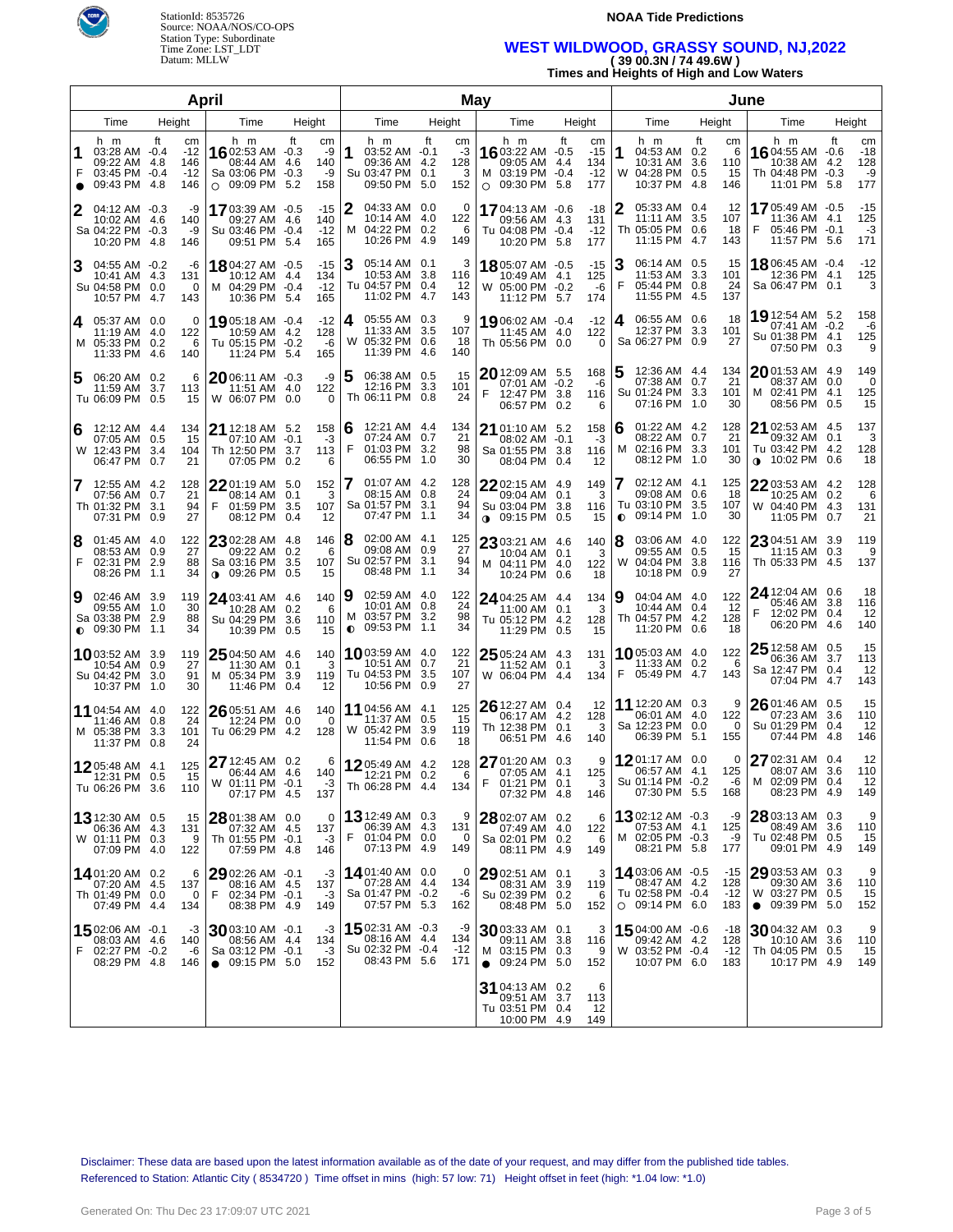StationId: 8535726
Source: NOAA/NOS/CO-OPS
Station Type: Subordinate
Time Zone: LST_LDT
Datum: MLLW

**NOAA Tide Predictions**

## WEST WILDWOOD, GRASSY SOUND, NJ,2022

**( 39 00.3N / 74 49.6W )**

**Times and Heights of High and Low Waters**

### April

| Day | Time | ft | cm | Day | Time | ft | cm |
|---|---|---|---|---|---|---|---|
| 1 F ● | 03:28 AM | -0.4 | -12 | 16 Sa ○ | 02:53 AM | -0.3 | -9 |
| | 09:22 AM | 4.8 | 146 | | 08:44 AM | 4.6 | 140 |
| | 03:45 PM | -0.4 | -12 | | 03:06 PM | -0.3 | -9 |
| | 09:43 PM | 4.8 | 146 | | 09:09 PM | 5.2 | 158 |
| 2 Sa | 04:12 AM | -0.3 | -9 | 17 Su | 03:39 AM | -0.5 | -15 |
| | 10:02 AM | 4.6 | 140 | | 09:27 AM | 4.6 | 140 |
| | 04:22 PM | -0.3 | -9 | | 03:46 PM | -0.4 | -12 |
| | 10:20 PM | 4.8 | 146 | | 09:51 PM | 5.4 | 165 |
| 3 Su | 04:55 AM | -0.2 | -6 | 18 M | 04:27 AM | -0.5 | -15 |
| | 10:41 AM | 4.3 | 131 | | 10:12 AM | 4.4 | 134 |
| | 04:58 PM | 0.0 | 0 | | 04:29 PM | -0.4 | -12 |
| | 10:57 PM | 4.7 | 143 | | 10:36 PM | 5.4 | 165 |
| 4 M | 05:37 AM | 0.0 | 0 | 19 Tu | 05:18 AM | -0.4 | -12 |
| | 11:19 AM | 4.0 | 122 | | 10:59 AM | 4.2 | 128 |
| | 05:33 PM | 0.2 | 6 | | 05:15 PM | -0.2 | -6 |
| | 11:33 PM | 4.6 | 140 | | 11:24 PM | 5.4 | 165 |
| 5 Tu | 06:20 AM | 0.2 | 6 | 20 W | 06:11 AM | -0.3 | -9 |
| | 11:59 AM | 3.7 | 113 | | 11:51 AM | 4.0 | 122 |
| | 06:09 PM | 0.5 | 15 | | 06:07 PM | 0.0 | 0 |
| 6 W | 12:12 AM | 4.4 | 134 | 21 Th | 12:18 AM | 5.2 | 158 |
| | 07:05 AM | 0.5 | 15 | | 07:10 AM | -0.1 | -3 |
| | 12:43 PM | 3.4 | 104 | | 12:50 PM | 3.7 | 113 |
| | 06:47 PM | 0.7 | 21 | | 07:05 PM | 0.2 | 6 |
| 7 Th | 12:55 AM | 4.2 | 128 | 22 F | 01:19 AM | 5.0 | 152 |
| | 07:56 AM | 0.7 | 21 | | 08:14 AM | 0.1 | 3 |
| | 01:32 PM | 3.1 | 94 | | 01:59 PM | 3.5 | 107 |
| | 07:31 PM | 0.9 | 27 | | 08:12 PM | 0.4 | 12 |
| 8 F | 01:45 AM | 4.0 | 122 | 23 Sa ◑ | 02:28 AM | 4.8 | 146 |
| | 08:53 AM | 0.9 | 27 | | 09:22 AM | 0.2 | 6 |
| | 02:31 PM | 2.9 | 88 | | 03:16 PM | 3.5 | 107 |
| | 08:26 PM | 1.1 | 34 | | 09:26 PM | 0.5 | 15 |
| 9 Sa ◐ | 02:46 AM | 3.9 | 119 | 24 Su | 03:41 AM | 4.6 | 140 |
| | 09:55 AM | 1.0 | 30 | | 10:28 AM | 0.2 | 6 |
| | 03:38 PM | 2.9 | 88 | | 04:29 PM | 3.6 | 110 |
| | 09:30 PM | 1.1 | 34 | | 10:39 PM | 0.5 | 15 |
| 10 Su | 03:52 AM | 3.9 | 119 | 25 M | 04:50 AM | 4.6 | 140 |
| | 10:54 AM | 0.9 | 27 | | 11:30 AM | 0.1 | 3 |
| | 04:42 PM | 3.0 | 91 | | 05:34 PM | 3.9 | 119 |
| | 10:37 PM | 1.0 | 30 | | 11:46 PM | 0.4 | 12 |
| 11 M | 04:54 AM | 4.0 | 122 | 26 Tu | 05:51 AM | 4.6 | 140 |
| | 11:46 AM | 0.8 | 24 | | 12:24 PM | 0.0 | 0 |
| | 05:38 PM | 3.3 | 101 | | 06:29 PM | 4.2 | 128 |
| | 11:37 PM | 0.8 | 24 | | | | |
| 12 Tu | 05:48 AM | 4.1 | 125 | 27 W | 12:45 AM | 0.2 | 6 |
| | 12:31 PM | 0.5 | 15 | | 06:44 AM | 4.6 | 140 |
| | 06:26 PM | 3.6 | 110 | | 01:11 PM | -0.1 | -3 |
| | | | | | 07:17 PM | 4.5 | 137 |
| 13 W | 12:30 AM | 0.5 | 15 | 28 Th | 01:38 AM | 0.0 | 0 |
| | 06:36 AM | 4.3 | 131 | | 07:32 AM | 4.5 | 137 |
| | 01:11 PM | 0.3 | 9 | | 01:55 PM | -0.1 | -3 |
| | 07:09 PM | 4.0 | 122 | | 07:59 PM | 4.8 | 146 |
| 14 Th | 01:20 AM | 0.2 | 6 | 29 F | 02:26 AM | -0.1 | -3 |
| | 07:20 AM | 4.5 | 137 | | 08:16 AM | 4.5 | 137 |
| | 01:49 PM | 0.0 | 0 | | 02:34 PM | -0.1 | -3 |
| | 07:49 PM | 4.4 | 134 | | 08:38 PM | 4.9 | 149 |
| 15 F | 02:06 AM | -0.1 | -3 | 30 Sa ● | 03:10 AM | -0.1 | -3 |
| | 08:03 AM | 4.6 | 140 | | 08:56 AM | 4.4 | 134 |
| | 02:27 PM | -0.2 | -6 | | 03:12 PM | -0.1 | -3 |
| | 08:29 PM | 4.8 | 146 | | 09:15 PM | 5.0 | 152 |

### May

| Day | Time | ft | cm | Day | Time | ft | cm |
|---|---|---|---|---|---|---|---|
| 1 Su | 03:52 AM | -0.1 | -3 | 16 M ○ | 03:22 AM | -0.5 | -15 |
| | 09:36 AM | 4.2 | 128 | | 09:05 AM | 4.4 | 134 |
| | 03:47 PM | 0.1 | 3 | | 03:19 PM | -0.4 | -12 |
| | 09:50 PM | 5.0 | 152 | | 09:30 PM | 5.8 | 177 |
| 2 M | 04:33 AM | 0.0 | 0 | 17 Tu | 04:13 AM | -0.6 | -18 |
| | 10:14 AM | 4.0 | 122 | | 09:56 AM | 4.3 | 131 |
| | 04:22 PM | 0.2 | 6 | | 04:08 PM | -0.4 | -12 |
| | 10:26 PM | 4.9 | 149 | | 10:20 PM | 5.8 | 177 |
| 3 Tu | 05:14 AM | 0.1 | 3 | 18 W | 05:07 AM | -0.5 | -15 |
| | 10:53 AM | 3.8 | 116 | | 10:49 AM | 4.1 | 125 |
| | 04:57 PM | 0.4 | 12 | | 05:00 PM | -0.2 | -6 |
| | 11:02 PM | 4.7 | 143 | | 11:12 PM | 5.7 | 174 |
| 4 W | 05:55 AM | 0.3 | 9 | 19 Th | 06:02 AM | -0.4 | -12 |
| | 11:33 AM | 3.5 | 107 | | 11:45 AM | 4.0 | 122 |
| | 05:32 PM | 0.6 | 18 | | 05:56 PM | 0.0 | 0 |
| | 11:39 PM | 4.6 | 140 | | | | |
| 5 Th | 06:38 AM | 0.5 | 15 | 20 F | 12:09 AM | 5.5 | 168 |
| | 12:16 PM | 3.3 | 101 | | 07:01 AM | -0.2 | -6 |
| | 06:11 PM | 0.8 | 24 | | 12:47 PM | 3.8 | 116 |
| | | | | | 06:57 PM | 0.2 | 6 |
| 6 F | 12:21 AM | 4.4 | 134 | 21 Sa | 01:10 AM | 5.2 | 158 |
| | 07:24 AM | 0.7 | 21 | | 08:02 AM | -0.1 | -3 |
| | 01:03 PM | 3.2 | 98 | | 01:55 PM | 3.8 | 116 |
| | 06:55 PM | 1.0 | 30 | | 08:04 PM | 0.4 | 12 |
| 7 Sa | 01:07 AM | 4.2 | 128 | 22 Su ◑ | 02:15 AM | 4.9 | 149 |
| | 08:15 AM | 0.8 | 24 | | 09:04 AM | 0.1 | 3 |
| | 01:57 PM | 3.1 | 94 | | 03:04 PM | 3.8 | 116 |
| | 07:47 PM | 1.1 | 34 | | 09:15 PM | 0.5 | 15 |
| 8 Su | 02:00 AM | 4.1 | 125 | 23 M | 03:21 AM | 4.6 | 140 |
| | 09:08 AM | 0.9 | 27 | | 10:04 AM | 0.1 | 3 |
| | 02:57 PM | 3.1 | 94 | | 04:11 PM | 4.0 | 122 |
| | 08:48 PM | 1.1 | 34 | | 10:24 PM | 0.6 | 18 |
| 9 M ◐ | 02:59 AM | 4.0 | 122 | 24 Tu | 04:25 AM | 4.4 | 134 |
| | 10:01 AM | 0.8 | 24 | | 11:00 AM | 0.1 | 3 |
| | 03:57 PM | 3.2 | 98 | | 05:12 PM | 4.2 | 128 |
| | 09:53 PM | 1.1 | 34 | | 11:29 PM | 0.5 | 15 |
| 10 Tu | 03:59 AM | 4.0 | 122 | 25 W | 05:24 AM | 4.3 | 131 |
| | 10:51 AM | 0.7 | 21 | | 11:52 AM | 0.1 | 3 |
| | 04:53 PM | 3.5 | 107 | | 06:04 PM | 4.4 | 134 |
| | 10:56 PM | 0.9 | 27 | | | | |
| 11 W | 04:56 AM | 4.1 | 125 | 26 Th | 12:27 AM | 0.4 | 12 |
| | 11:37 AM | 0.5 | 15 | | 06:17 AM | 4.2 | 128 |
| | 05:42 PM | 3.9 | 119 | | 12:38 PM | 0.1 | 3 |
| | 11:54 PM | 0.6 | 18 | | 06:51 PM | 4.6 | 140 |
| 12 Th | 05:49 AM | 4.2 | 128 | 27 F | 01:20 AM | 0.3 | 9 |
| | 12:21 PM | 0.2 | 6 | | 07:05 AM | 4.1 | 125 |
| | 06:28 PM | 4.4 | 134 | | 01:21 PM | 0.1 | 3 |
| | | | | | 07:32 PM | 4.8 | 146 |
| 13 F | 12:49 AM | 0.3 | 9 | 28 Sa | 02:07 AM | 0.2 | 6 |
| | 06:39 AM | 4.3 | 131 | | 07:49 AM | 4.0 | 122 |
| | 01:04 PM | 0.0 | 0 | | 02:01 PM | 0.2 | 6 |
| | 07:13 PM | 4.9 | 149 | | 08:11 PM | 4.9 | 149 |
| 14 Sa | 01:40 AM | 0.0 | 0 | 29 Su | 02:51 AM | 0.1 | 3 |
| | 07:28 AM | 4.4 | 134 | | 08:31 AM | 3.9 | 119 |
| | 01:47 PM | -0.2 | -6 | | 02:39 PM | 0.2 | 6 |
| | 07:57 PM | 5.3 | 162 | | 08:48 PM | 5.0 | 152 |
| 15 Su | 02:31 AM | -0.3 | -9 | 30 M ● | 03:33 AM | 0.1 | 3 |
| | 08:16 AM | 4.4 | 134 | | 09:11 AM | 3.8 | 116 |
| | 02:32 PM | -0.4 | -12 | | 03:15 PM | 0.3 | 9 |
| | 08:43 PM | 5.6 | 171 | | 09:24 PM | 5.0 | 152 |
| | | | | 31 Tu | 04:13 AM | 0.2 | 6 |
| | | | | | 09:51 AM | 3.7 | 113 |
| | | | | | 03:51 PM | 0.4 | 12 |
| | | | | | 10:00 PM | 4.9 | 149 |

### June

| Day | Time | ft | cm | Day | Time | ft | cm |
|---|---|---|---|---|---|---|---|
| 1 W | 04:53 AM | 0.2 | 6 | 16 Th | 04:55 AM | -0.6 | -18 |
| | 10:31 AM | 3.6 | 110 | | 10:38 AM | 4.2 | 128 |
| | 04:28 PM | 0.5 | 15 | | 04:48 PM | -0.3 | -9 |
| | 10:37 PM | 4.8 | 146 | | 11:01 PM | 5.8 | 177 |
| 2 Th | 05:33 AM | 0.4 | 12 | 17 F | 05:49 AM | -0.5 | -15 |
| | 11:11 AM | 3.5 | 107 | | 11:36 AM | 4.1 | 125 |
| | 05:05 PM | 0.6 | 18 | | 05:46 PM | -0.1 | -3 |
| | 11:15 PM | 4.7 | 143 | | 11:57 PM | 5.6 | 171 |
| 3 F | 06:14 AM | 0.5 | 15 | 18 Sa | 06:45 AM | -0.4 | -12 |
| | 11:53 AM | 3.3 | 101 | | 12:36 PM | 4.1 | 125 |
| | 05:44 PM | 0.8 | 24 | | 06:47 PM | 0.1 | 3 |
| | 11:55 PM | 4.5 | 137 | | | | |
| 4 Sa | 06:55 AM | 0.6 | 18 | 19 Su | 12:54 AM | 5.2 | 158 |
| | 12:37 PM | 3.3 | 101 | | 07:41 AM | -0.2 | -6 |
| | 06:27 PM | 0.9 | 27 | | 01:38 PM | 4.1 | 125 |
| | | | | | 07:50 PM | 0.3 | 9 |
| 5 Su | 12:36 AM | 4.4 | 134 | 20 M | 01:53 AM | 4.9 | 149 |
| | 07:38 AM | 0.7 | 21 | | 08:37 AM | 0.0 | 0 |
| | 01:24 PM | 3.3 | 101 | | 02:41 PM | 4.1 | 125 |
| | 07:16 PM | 1.0 | 30 | | 08:56 PM | 0.5 | 15 |
| 6 M | 01:22 AM | 4.2 | 128 | 21 Tu ◑ | 02:53 AM | 4.5 | 137 |
| | 08:22 AM | 0.7 | 21 | | 09:32 AM | 0.1 | 3 |
| | 02:16 PM | 3.3 | 101 | | 03:42 PM | 4.2 | 128 |
| | 08:12 PM | 1.0 | 30 | | 10:02 PM | 0.6 | 18 |
| 7 Tu ◐ | 02:12 AM | 4.1 | 125 | 22 W | 03:53 AM | 4.2 | 128 |
| | 09:08 AM | 0.6 | 18 | | 10:25 AM | 0.2 | 6 |
| | 03:10 PM | 3.5 | 107 | | 04:40 PM | 4.3 | 131 |
| | 09:14 PM | 1.0 | 30 | | 11:05 PM | 0.7 | 21 |
| 8 W | 03:06 AM | 4.0 | 122 | 23 Th | 04:51 AM | 3.9 | 119 |
| | 09:55 AM | 0.5 | 15 | | 11:15 AM | 0.3 | 9 |
| | 04:04 PM | 3.8 | 116 | | 05:33 PM | 4.5 | 137 |
| | 10:18 PM | 0.9 | 27 | | | | |
| 9 Th | 04:04 AM | 4.0 | 122 | 24 F | 12:04 AM | 0.6 | 18 |
| | 10:44 AM | 0.4 | 12 | | 05:46 AM | 3.8 | 116 |
| | 04:57 PM | 4.2 | 128 | | 12:02 PM | 0.4 | 12 |
| | 11:20 PM | 0.6 | 18 | | 06:20 PM | 4.6 | 140 |
| 10 F | 05:03 AM | 4.0 | 122 | 25 Sa | 12:58 AM | 0.5 | 15 |
| | 11:33 AM | 0.2 | 6 | | 06:36 AM | 3.7 | 113 |
| | 05:49 PM | 4.7 | 143 | | 12:47 PM | 0.4 | 12 |
| | | | | | 07:04 PM | 4.7 | 143 |
| 11 Sa | 12:20 AM | 0.3 | 9 | 26 Su | 01:46 AM | 0.5 | 15 |
| | 06:01 AM | 4.0 | 122 | | 07:23 AM | 3.6 | 110 |
| | 12:23 PM | 0.0 | 0 | | 01:29 PM | 0.4 | 12 |
| | 06:39 PM | 5.1 | 155 | | 07:44 PM | 4.8 | 146 |
| 12 Su | 01:17 AM | 0.0 | 0 | 27 M | 02:31 AM | 0.4 | 12 |
| | 06:57 AM | 4.1 | 125 | | 08:07 AM | 3.6 | 110 |
| | 01:14 PM | -0.2 | -6 | | 02:09 PM | 0.4 | 12 |
| | 07:30 PM | 5.5 | 168 | | 08:23 PM | 4.9 | 149 |
| 13 M | 02:12 AM | -0.3 | -9 | 28 Tu | 03:13 AM | 0.3 | 9 |
| | 07:53 AM | 4.1 | 125 | | 08:49 AM | 3.6 | 110 |
| | 02:05 PM | -0.3 | -9 | | 02:48 PM | 0.5 | 15 |
| | 08:21 PM | 5.8 | 177 | | 09:01 PM | 4.9 | 149 |
| 14 Tu ○ | 03:06 AM | -0.5 | -15 | 29 W ● | 03:53 AM | 0.3 | 9 |
| | 08:47 AM | 4.2 | 128 | | 09:30 AM | 3.6 | 110 |
| | 02:58 PM | -0.4 | -12 | | 03:27 PM | 0.5 | 15 |
| | 09:14 PM | 6.0 | 183 | | 09:39 PM | 5.0 | 152 |
| 15 W | 04:00 AM | -0.6 | -18 | 30 Th | 04:32 AM | 0.3 | 9 |
| | 09:42 AM | 4.2 | 128 | | 10:10 AM | 3.6 | 110 |
| | 03:52 PM | -0.4 | -12 | | 04:05 PM | 0.5 | 15 |
| | 10:07 PM | 6.0 | 183 | | 10:17 PM | 4.9 | 149 |

Disclaimer: These data are based upon the latest information available as of the date of your request, and may differ from the published tide tables.
Referenced to Station: Atlantic City ( 8534720 ) Time offset in mins (high: 57 low: 71) Height offset in feet (high: *1.04 low: *1.0)

Generated On: Thu Dec 23 17:09:07 UTC 2021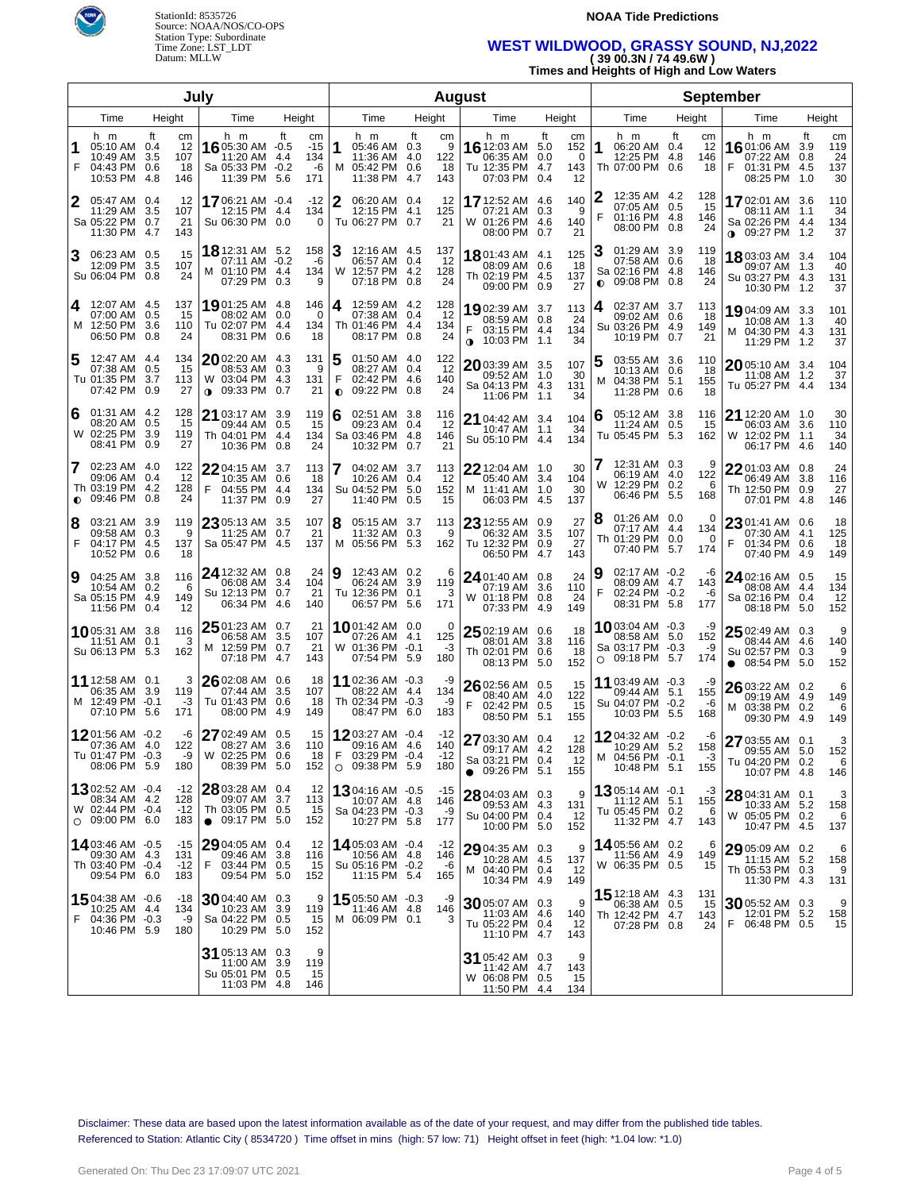StationId: 8535726
Source: NOAA/NOS/CO-OPS
Station Type: Subordinate
Time Zone: LST_LDT
Datum: MLLW

**NOAA Tide Predictions**

## WEST WILDWOOD, GRASSY SOUND, NJ,2022

**( 39 00.3N / 74 49.6W )**

**Times and Heights of High and Low Waters**

### July

| Day | Time | ft | cm |
|---|---|---|---|
| 1 F | 05:10 AM | 0.4 | 12 |
| | 10:49 AM | 3.5 | 107 |
| | 04:43 PM | 0.6 | 18 |
| | 10:53 PM | 4.8 | 146 |
| 2 Sa | 05:47 AM | 0.4 | 12 |
| | 11:29 AM | 3.5 | 107 |
| | 05:22 PM | 0.7 | 21 |
| | 11:30 PM | 4.7 | 143 |
| 3 Su | 06:23 AM | 0.5 | 15 |
| | 12:09 PM | 3.5 | 107 |
| | 06:04 PM | 0.8 | 24 |
| 4 M | 12:07 AM | 4.5 | 137 |
| | 07:00 AM | 0.5 | 15 |
| | 12:50 PM | 3.6 | 110 |
| | 06:50 PM | 0.8 | 24 |
| 5 Tu | 12:47 AM | 4.4 | 134 |
| | 07:38 AM | 0.5 | 15 |
| | 01:35 PM | 3.7 | 113 |
| | 07:42 PM | 0.9 | 27 |
| 6 W | 01:31 AM | 4.2 | 128 |
| | 08:20 AM | 0.5 | 15 |
| | 02:25 PM | 3.9 | 119 |
| | 08:41 PM | 0.9 | 27 |
| 7 Th ◐ | 02:23 AM | 4.0 | 122 |
| | 09:06 AM | 0.4 | 12 |
| | 03:19 PM | 4.2 | 128 |
| | 09:46 PM | 0.8 | 24 |
| 8 F | 03:21 AM | 3.9 | 119 |
| | 09:58 AM | 0.3 | 9 |
| | 04:17 PM | 4.5 | 137 |
| | 10:52 PM | 0.6 | 18 |
| 9 Sa | 04:25 AM | 3.8 | 116 |
| | 10:54 AM | 0.2 | 6 |
| | 05:15 PM | 4.9 | 149 |
| | 11:56 PM | 0.4 | 12 |
| 10 Su | 05:31 AM | 3.8 | 116 |
| | 11:51 AM | 0.1 | 3 |
| | 06:13 PM | 5.3 | 162 |
| 11 M | 12:58 AM | 0.1 | 3 |
| | 06:35 AM | 3.9 | 119 |
| | 12:49 PM | -0.1 | -3 |
| | 07:10 PM | 5.6 | 171 |
| 12 Tu | 01:56 AM | -0.2 | -6 |
| | 07:36 AM | 4.0 | 122 |
| | 01:47 PM | -0.3 | -9 |
| | 08:06 PM | 5.9 | 180 |
| 13 W ○ | 02:52 AM | -0.4 | -12 |
| | 08:34 AM | 4.2 | 128 |
| | 02:44 PM | -0.4 | -12 |
| | 09:00 PM | 6.0 | 183 |
| 14 Th | 03:46 AM | -0.5 | -15 |
| | 09:30 AM | 4.3 | 131 |
| | 03:40 PM | -0.4 | -12 |
| | 09:54 PM | 6.0 | 183 |
| 15 F | 04:38 AM | -0.6 | -18 |
| | 10:25 AM | 4.4 | 134 |
| | 04:36 PM | -0.3 | -9 |
| | 10:46 PM | 5.9 | 180 |
| 16 Sa | 05:30 AM | -0.5 | -15 |
| | 11:20 AM | 4.4 | 134 |
| | 05:33 PM | -0.2 | -6 |
| | 11:39 PM | 5.6 | 171 |
| 17 Su | 06:21 AM | -0.4 | -12 |
| | 12:15 PM | 4.4 | 134 |
| | 06:30 PM | 0.0 | 0 |
| 18 M | 12:31 AM | 5.2 | 158 |
| | 07:11 AM | -0.2 | -6 |
| | 01:10 PM | 4.4 | 134 |
| | 07:29 PM | 0.3 | 9 |
| 19 Tu | 01:25 AM | 4.8 | 146 |
| | 08:02 AM | 0.0 | 0 |
| | 02:07 PM | 4.4 | 134 |
| | 08:31 PM | 0.6 | 18 |
| 20 W ◑ | 02:20 AM | 4.3 | 131 |
| | 08:53 AM | 0.3 | 9 |
| | 03:04 PM | 4.3 | 131 |
| | 09:33 PM | 0.7 | 21 |
| 21 Th | 03:17 AM | 3.9 | 119 |
| | 09:44 AM | 0.5 | 15 |
| | 04:01 PM | 4.4 | 134 |
| | 10:36 PM | 0.8 | 24 |
| 22 F | 04:15 AM | 3.7 | 113 |
| | 10:35 AM | 0.6 | 18 |
| | 04:55 PM | 4.4 | 134 |
| | 11:37 PM | 0.9 | 27 |
| 23 Sa | 05:13 AM | 3.5 | 107 |
| | 11:25 AM | 0.7 | 21 |
| | 05:47 PM | 4.5 | 137 |
| 24 Su | 12:32 AM | 0.8 | 24 |
| | 06:08 AM | 3.4 | 104 |
| | 12:13 PM | 0.7 | 21 |
| | 06:34 PM | 4.6 | 140 |
| 25 M | 01:23 AM | 0.7 | 21 |
| | 06:58 AM | 3.5 | 107 |
| | 12:59 PM | 0.7 | 21 |
| | 07:18 PM | 4.7 | 143 |
| 26 Tu | 02:08 AM | 0.6 | 18 |
| | 07:44 AM | 3.5 | 107 |
| | 01:43 PM | 0.6 | 18 |
| | 08:00 PM | 4.9 | 149 |
| 27 W | 02:49 AM | 0.5 | 15 |
| | 08:27 AM | 3.6 | 110 |
| | 02:25 PM | 0.6 | 18 |
| | 08:39 PM | 5.0 | 152 |
| 28 Th ● | 03:28 AM | 0.4 | 12 |
| | 09:07 AM | 3.7 | 113 |
| | 03:05 PM | 0.5 | 15 |
| | 09:17 PM | 5.0 | 152 |
| 29 F | 04:05 AM | 0.4 | 12 |
| | 09:46 AM | 3.8 | 116 |
| | 03:44 PM | 0.5 | 15 |
| | 09:54 PM | 5.0 | 152 |
| 30 Sa | 04:40 AM | 0.3 | 9 |
| | 10:23 AM | 3.9 | 119 |
| | 04:22 PM | 0.5 | 15 |
| | 10:29 PM | 5.0 | 152 |
| 31 Su | 05:13 AM | 0.3 | 9 |
| | 11:00 AM | 3.9 | 119 |
| | 05:01 PM | 0.5 | 15 |
| | 11:03 PM | 4.8 | 146 |

### August

| Day | Time | ft | cm |
|---|---|---|---|
| 1 M | 05:46 AM | 0.3 | 9 |
| | 11:36 AM | 4.0 | 122 |
| | 05:42 PM | 0.6 | 18 |
| | 11:38 PM | 4.7 | 143 |
| 2 Tu | 06:20 AM | 0.4 | 12 |
| | 12:15 PM | 4.1 | 125 |
| | 06:27 PM | 0.7 | 21 |
| 3 W | 12:16 AM | 4.5 | 137 |
| | 06:57 AM | 0.4 | 12 |
| | 12:57 PM | 4.2 | 128 |
| | 07:18 PM | 0.8 | 24 |
| 4 Th | 12:59 AM | 4.2 | 128 |
| | 07:38 AM | 0.4 | 12 |
| | 01:46 PM | 4.4 | 134 |
| | 08:17 PM | 0.8 | 24 |
| 5 F ◐ | 01:50 AM | 4.0 | 122 |
| | 08:27 AM | 0.4 | 12 |
| | 02:42 PM | 4.6 | 140 |
| | 09:22 PM | 0.8 | 24 |
| 6 Sa | 02:51 AM | 3.8 | 116 |
| | 09:23 AM | 0.4 | 12 |
| | 03:46 PM | 4.8 | 146 |
| | 10:32 PM | 0.7 | 21 |
| 7 Su | 04:02 AM | 3.7 | 113 |
| | 10:26 AM | 0.4 | 12 |
| | 04:52 PM | 5.0 | 152 |
| | 11:40 PM | 0.5 | 15 |
| 8 M | 05:15 AM | 3.7 | 113 |
| | 11:32 AM | 0.3 | 9 |
| | 05:56 PM | 5.3 | 162 |
| 9 Tu | 12:43 AM | 0.2 | 6 |
| | 06:24 AM | 3.9 | 119 |
| | 12:36 PM | 0.1 | 3 |
| | 06:57 PM | 5.6 | 171 |
| 10 W | 01:42 AM | 0.0 | 0 |
| | 07:26 AM | 4.1 | 125 |
| | 01:36 PM | -0.1 | -3 |
| | 07:54 PM | 5.9 | 180 |
| 11 Th | 02:36 AM | -0.3 | -9 |
| | 08:22 AM | 4.4 | 134 |
| | 02:34 PM | -0.3 | -9 |
| | 08:47 PM | 6.0 | 183 |
| 12 F ○ | 03:27 AM | -0.4 | -12 |
| | 09:16 AM | 4.6 | 140 |
| | 03:29 PM | -0.4 | -12 |
| | 09:38 PM | 5.9 | 180 |
| 13 Sa | 04:16 AM | -0.5 | -15 |
| | 10:07 AM | 4.8 | 146 |
| | 04:23 PM | -0.3 | -9 |
| | 10:27 PM | 5.8 | 177 |
| 14 Su | 05:03 AM | -0.4 | -12 |
| | 10:56 AM | 4.8 | 146 |
| | 05:16 PM | -0.2 | -6 |
| | 11:15 PM | 5.4 | 165 |
| 15 M | 05:50 AM | -0.3 | -9 |
| | 11:46 AM | 4.8 | 146 |
| | 06:09 PM | 0.1 | 3 |
| 16 Tu | 12:03 AM | 5.0 | 152 |
| | 06:35 AM | 0.0 | 0 |
| | 12:35 PM | 4.7 | 143 |
| | 07:03 PM | 0.4 | 12 |
| 17 W | 12:52 AM | 4.6 | 140 |
| | 07:21 AM | 0.3 | 9 |
| | 01:26 PM | 4.6 | 140 |
| | 08:00 PM | 0.7 | 21 |
| 18 Th | 01:43 AM | 4.1 | 125 |
| | 08:09 AM | 0.6 | 18 |
| | 02:19 PM | 4.5 | 137 |
| | 09:00 PM | 0.9 | 27 |
| 19 F ◑ | 02:39 AM | 3.7 | 113 |
| | 08:59 AM | 0.8 | 24 |
| | 03:15 PM | 4.4 | 134 |
| | 10:03 PM | 1.1 | 34 |
| 20 Sa | 03:39 AM | 3.5 | 107 |
| | 09:52 AM | 1.0 | 30 |
| | 04:13 PM | 4.3 | 131 |
| | 11:06 PM | 1.1 | 34 |
| 21 Su | 04:42 AM | 3.4 | 104 |
| | 10:47 AM | 1.1 | 34 |
| | 05:10 PM | 4.4 | 134 |
| 22 M | 12:04 AM | 1.0 | 30 |
| | 05:40 AM | 3.4 | 104 |
| | 11:41 AM | 1.0 | 30 |
| | 06:03 PM | 4.5 | 137 |
| 23 Tu | 12:55 AM | 0.9 | 27 |
| | 06:32 AM | 3.5 | 107 |
| | 12:32 PM | 0.9 | 27 |
| | 06:50 PM | 4.7 | 143 |
| 24 W | 01:40 AM | 0.8 | 24 |
| | 07:19 AM | 3.6 | 110 |
| | 01:18 PM | 0.8 | 24 |
| | 07:33 PM | 4.9 | 149 |
| 25 Th | 02:19 AM | 0.6 | 18 |
| | 08:01 AM | 3.8 | 116 |
| | 02:01 PM | 0.6 | 18 |
| | 08:13 PM | 5.0 | 152 |
| 26 F | 02:56 AM | 0.5 | 15 |
| | 08:40 AM | 4.0 | 122 |
| | 02:42 PM | 0.5 | 15 |
| | 08:50 PM | 5.1 | 155 |
| 27 Sa ● | 03:30 AM | 0.4 | 12 |
| | 09:17 AM | 4.2 | 128 |
| | 03:21 PM | 0.4 | 12 |
| | 09:26 PM | 5.1 | 155 |
| 28 Su | 04:03 AM | 0.3 | 9 |
| | 09:53 AM | 4.3 | 131 |
| | 04:00 PM | 0.4 | 12 |
| | 10:00 PM | 5.0 | 152 |
| 29 M | 04:35 AM | 0.3 | 9 |
| | 10:28 AM | 4.5 | 137 |
| | 04:40 PM | 0.4 | 12 |
| | 10:34 PM | 4.9 | 149 |
| 30 Tu | 05:07 AM | 0.3 | 9 |
| | 11:03 AM | 4.6 | 140 |
| | 05:22 PM | 0.4 | 12 |
| | 11:10 PM | 4.7 | 143 |
| 31 W | 05:42 AM | 0.3 | 9 |
| | 11:42 AM | 4.7 | 143 |
| | 06:08 PM | 0.5 | 15 |
| | 11:50 PM | 4.4 | 134 |

### September

| Day | Time | ft | cm |
|---|---|---|---|
| 1 Th | 06:20 AM | 0.4 | 12 |
| | 12:25 PM | 4.8 | 146 |
| | 07:00 PM | 0.6 | 18 |
| 2 F | 12:35 AM | 4.2 | 128 |
| | 07:05 AM | 0.5 | 15 |
| | 01:16 PM | 4.8 | 146 |
| | 08:00 PM | 0.8 | 24 |
| 3 Sa ◐ | 01:29 AM | 3.9 | 119 |
| | 07:58 AM | 0.6 | 18 |
| | 02:16 PM | 4.8 | 146 |
| | 09:08 PM | 0.8 | 24 |
| 4 Su | 02:37 AM | 3.7 | 113 |
| | 09:02 AM | 0.6 | 18 |
| | 03:26 PM | 4.9 | 149 |
| | 10:19 PM | 0.7 | 21 |
| 5 M | 03:55 AM | 3.6 | 110 |
| | 10:13 AM | 0.6 | 18 |
| | 04:38 PM | 5.1 | 155 |
| | 11:28 PM | 0.6 | 18 |
| 6 Tu | 05:12 AM | 3.8 | 116 |
| | 11:24 AM | 0.5 | 15 |
| | 05:45 PM | 5.3 | 162 |
| 7 W | 12:31 AM | 0.3 | 9 |
| | 06:19 AM | 4.0 | 122 |
| | 12:29 PM | 0.2 | 6 |
| | 06:46 PM | 5.5 | 168 |
| 8 Th | 01:26 AM | 0.0 | 0 |
| | 07:17 AM | 4.4 | 134 |
| | 01:29 PM | 0.0 | 0 |
| | 07:40 PM | 5.7 | 174 |
| 9 F | 02:17 AM | -0.2 | -6 |
| | 08:09 AM | 4.7 | 143 |
| | 02:24 PM | -0.2 | -6 |
| | 08:31 PM | 5.8 | 177 |
| 10 Sa ○ | 03:04 AM | -0.3 | -9 |
| | 08:58 AM | 5.0 | 152 |
| | 03:17 PM | -0.3 | -9 |
| | 09:18 PM | 5.7 | 174 |
| 11 Su | 03:49 AM | -0.3 | -9 |
| | 09:44 AM | 5.1 | 155 |
| | 04:07 PM | -0.2 | -6 |
| | 10:03 PM | 5.5 | 168 |
| 12 M | 04:32 AM | -0.2 | -6 |
| | 10:29 AM | 5.2 | 158 |
| | 04:56 PM | -0.1 | -3 |
| | 10:48 PM | 5.1 | 155 |
| 13 Tu | 05:14 AM | -0.1 | -3 |
| | 11:12 AM | 5.1 | 155 |
| | 05:45 PM | 0.2 | 6 |
| | 11:32 PM | 4.7 | 143 |
| 14 W | 05:56 AM | 0.2 | 6 |
| | 11:56 AM | 4.9 | 149 |
| | 06:35 PM | 0.5 | 15 |
| 15 Th | 12:18 AM | 4.3 | 131 |
| | 06:38 AM | 0.5 | 15 |
| | 12:42 PM | 4.7 | 143 |
| | 07:28 PM | 0.8 | 24 |
| 16 F | 01:06 AM | 3.9 | 119 |
| | 07:22 AM | 0.8 | 24 |
| | 01:31 PM | 4.5 | 137 |
| | 08:25 PM | 1.0 | 30 |
| 17 Sa ◑ | 02:01 AM | 3.6 | 110 |
| | 08:11 AM | 1.1 | 34 |
| | 02:26 PM | 4.4 | 134 |
| | 09:27 PM | 1.2 | 37 |
| 18 Su | 03:03 AM | 3.4 | 104 |
| | 09:07 AM | 1.3 | 40 |
| | 03:27 PM | 4.3 | 131 |
| | 10:30 PM | 1.2 | 37 |
| 19 M | 04:09 AM | 3.3 | 101 |
| | 10:08 AM | 1.3 | 40 |
| | 04:30 PM | 4.3 | 131 |
| | 11:29 PM | 1.2 | 37 |
| 20 Tu | 05:10 AM | 3.4 | 104 |
| | 11:08 AM | 1.2 | 37 |
| | 05:27 PM | 4.4 | 134 |
| 21 W | 12:20 AM | 1.0 | 30 |
| | 06:03 AM | 3.6 | 110 |
| | 12:02 PM | 1.1 | 34 |
| | 06:17 PM | 4.6 | 140 |
| 22 Th | 01:03 AM | 0.8 | 24 |
| | 06:49 AM | 3.8 | 116 |
| | 12:50 PM | 0.9 | 27 |
| | 07:01 PM | 4.8 | 146 |
| 23 F | 01:41 AM | 0.6 | 18 |
| | 07:30 AM | 4.1 | 125 |
| | 01:34 PM | 0.6 | 18 |
| | 07:40 PM | 4.9 | 149 |
| 24 Sa | 02:16 AM | 0.5 | 15 |
| | 08:08 AM | 4.4 | 134 |
| | 02:16 PM | 0.4 | 12 |
| | 08:18 PM | 5.0 | 152 |
| 25 Su ● | 02:49 AM | 0.3 | 9 |
| | 08:44 AM | 4.6 | 140 |
| | 02:57 PM | 0.3 | 9 |
| | 08:54 PM | 5.0 | 152 |
| 26 M | 03:22 AM | 0.2 | 6 |
| | 09:19 AM | 4.9 | 149 |
| | 03:38 PM | 0.2 | 6 |
| | 09:30 PM | 4.9 | 149 |
| 27 Tu | 03:55 AM | 0.1 | 3 |
| | 09:55 AM | 5.0 | 152 |
| | 04:20 PM | 0.2 | 6 |
| | 10:07 PM | 4.8 | 146 |
| 28 W | 04:31 AM | 0.1 | 3 |
| | 10:33 AM | 5.2 | 158 |
| | 05:05 PM | 0.2 | 6 |
| | 10:47 PM | 4.5 | 137 |
| 29 Th | 05:09 AM | 0.2 | 6 |
| | 11:15 AM | 5.2 | 158 |
| | 05:53 PM | 0.3 | 9 |
| | 11:30 PM | 4.3 | 131 |
| 30 F | 05:52 AM | 0.3 | 9 |
| | 12:01 PM | 5.2 | 158 |
| | 06:48 PM | 0.5 | 15 |

Disclaimer: These data are based upon the latest information available as of the date of your request, and may differ from the published tide tables.
Referenced to Station: Atlantic City ( 8534720 ) Time offset in mins (high: 57 low: 71) Height offset in feet (high: *1.04 low: *1.0)

Generated On: Thu Dec 23 17:09:07 UTC 2021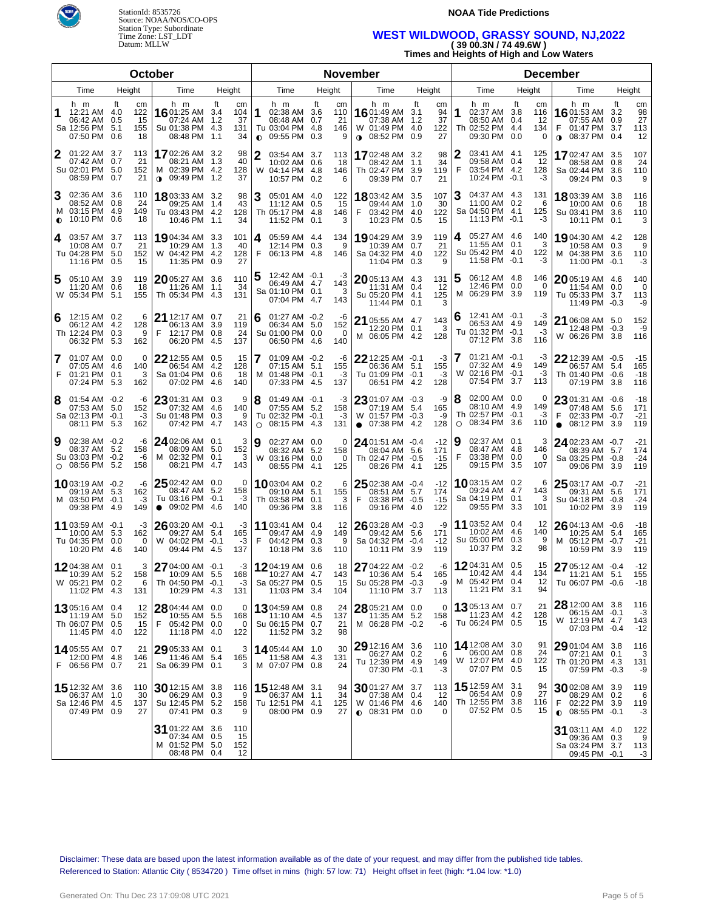StationId: 8535726
Source: NOAA/NOS/CO-OPS
Station Type: Subordinate
Time Zone: LST_LDT
Datum: MLLW

**NOAA Tide Predictions**

## WEST WILDWOOD, GRASSY SOUND, NJ,2022

**( 39 00.3N / 74 49.6W )**

**Times and Heights of High and Low Waters**

### October

| Day | Time | ft | cm |
|---|---|---|---|
| 1 Sa | 12:21 AM | 4.0 | 122 |
| | 06:42 AM | 0.5 | 15 |
| | 12:56 PM | 5.1 | 155 |
| | 07:50 PM | 0.6 | 18 |
| 2 Su | 01:22 AM | 3.7 | 113 |
| | 07:42 AM | 0.7 | 21 |
| | 02:01 PM | 5.0 | 152 |
| | 08:59 PM | 0.7 | 21 |
| 3 M ◐ | 02:36 AM | 3.6 | 110 |
| | 08:52 AM | 0.8 | 24 |
| | 03:15 PM | 4.9 | 149 |
| | 10:10 PM | 0.6 | 18 |
| 4 Tu | 03:57 AM | 3.7 | 113 |
| | 10:08 AM | 0.7 | 21 |
| | 04:28 PM | 5.0 | 152 |
| | 11:16 PM | 0.5 | 15 |
| 5 W | 05:10 AM | 3.9 | 119 |
| | 11:20 AM | 0.6 | 18 |
| | 05:34 PM | 5.1 | 155 |
| 6 Th | 12:15 AM | 0.2 | 6 |
| | 06:12 AM | 4.2 | 128 |
| | 12:24 PM | 0.3 | 9 |
| | 06:32 PM | 5.3 | 162 |
| 7 F | 01:07 AM | 0.0 | 0 |
| | 07:05 AM | 4.6 | 140 |
| | 01:21 PM | 0.1 | 3 |
| | 07:24 PM | 5.3 | 162 |
| 8 Sa | 01:54 AM | -0.2 | -6 |
| | 07:53 AM | 5.0 | 152 |
| | 02:13 PM | -0.1 | -3 |
| | 08:11 PM | 5.3 | 162 |
| 9 Su ○ | 02:38 AM | -0.2 | -6 |
| | 08:37 AM | 5.2 | 158 |
| | 03:03 PM | -0.2 | -6 |
| | 08:56 PM | 5.2 | 158 |
| 10 M | 03:19 AM | -0.2 | -6 |
| | 09:19 AM | 5.3 | 162 |
| | 03:50 PM | -0.1 | -3 |
| | 09:38 PM | 4.9 | 149 |
| 11 Tu | 03:59 AM | -0.1 | -3 |
| | 10:00 AM | 5.3 | 162 |
| | 04:35 PM | 0.0 | 0 |
| | 10:20 PM | 4.6 | 140 |
| 12 W | 04:38 AM | 0.1 | 3 |
| | 10:39 AM | 5.2 | 158 |
| | 05:21 PM | 0.2 | 6 |
| | 11:02 PM | 4.3 | 131 |
| 13 Th | 05:16 AM | 0.4 | 12 |
| | 11:19 AM | 5.0 | 152 |
| | 06:07 PM | 0.5 | 15 |
| | 11:45 PM | 4.0 | 122 |
| 14 F | 05:55 AM | 0.7 | 21 |
| | 12:00 PM | 4.8 | 146 |
| | 06:56 PM | 0.7 | 21 |
| 15 Sa | 12:32 AM | 3.6 | 110 |
| | 06:37 AM | 1.0 | 30 |
| | 12:46 PM | 4.5 | 137 |
| | 07:49 PM | 0.9 | 27 |
| 16 Su | 01:25 AM | 3.4 | 104 |
| | 07:24 AM | 1.2 | 37 |
| | 01:38 PM | 4.3 | 131 |
| | 08:48 PM | 1.1 | 34 |
| 17 M ◑ | 02:26 AM | 3.2 | 98 |
| | 08:21 AM | 1.3 | 40 |
| | 02:39 PM | 4.2 | 128 |
| | 09:49 PM | 1.2 | 37 |
| 18 Tu | 03:33 AM | 3.2 | 98 |
| | 09:25 AM | 1.4 | 43 |
| | 03:43 PM | 4.2 | 128 |
| | 10:46 PM | 1.1 | 34 |
| 19 W | 04:34 AM | 3.3 | 101 |
| | 10:29 AM | 1.3 | 40 |
| | 04:42 PM | 4.2 | 128 |
| | 11:35 PM | 0.9 | 27 |
| 20 Th | 05:27 AM | 3.6 | 110 |
| | 11:26 AM | 1.1 | 34 |
| | 05:34 PM | 4.3 | 131 |
| 21 F | 12:17 AM | 0.7 | 21 |
| | 06:13 AM | 3.9 | 119 |
| | 12:17 PM | 0.8 | 24 |
| | 06:20 PM | 4.5 | 137 |
| 22 Sa | 12:55 AM | 0.5 | 15 |
| | 06:54 AM | 4.2 | 128 |
| | 01:04 PM | 0.6 | 18 |
| | 07:02 PM | 4.6 | 140 |
| 23 Su | 01:31 AM | 0.3 | 9 |
| | 07:32 AM | 4.6 | 140 |
| | 01:48 PM | 0.3 | 9 |
| | 07:42 PM | 4.7 | 143 |
| 24 M | 02:06 AM | 0.1 | 3 |
| | 08:09 AM | 5.0 | 152 |
| | 02:32 PM | 0.1 | 3 |
| | 08:21 PM | 4.7 | 143 |
| 25 Tu ● | 02:42 AM | 0.0 | 0 |
| | 08:47 AM | 5.2 | 158 |
| | 03:16 PM | -0.1 | -3 |
| | 09:02 PM | 4.6 | 140 |
| 26 W | 03:20 AM | -0.1 | -3 |
| | 09:27 AM | 5.4 | 165 |
| | 04:02 PM | -0.1 | -3 |
| | 09:44 PM | 4.5 | 137 |
| 27 Th | 04:00 AM | -0.1 | -3 |
| | 10:09 AM | 5.5 | 168 |
| | 04:50 PM | -0.1 | -3 |
| | 10:29 PM | 4.3 | 131 |
| 28 F | 04:44 AM | 0.0 | 0 |
| | 10:55 AM | 5.5 | 168 |
| | 05:42 PM | 0.0 | 0 |
| | 11:18 PM | 4.0 | 122 |
| 29 Sa | 05:33 AM | 0.1 | 3 |
| | 11:46 AM | 5.4 | 165 |
| | 06:39 PM | 0.1 | 3 |
| 30 Su | 12:15 AM | 3.8 | 116 |
| | 06:29 AM | 0.3 | 9 |
| | 12:45 PM | 5.2 | 158 |
| | 07:41 PM | 0.3 | 9 |
| 31 M | 01:22 AM | 3.6 | 110 |
| | 07:34 AM | 0.5 | 15 |
| | 01:52 PM | 5.0 | 152 |
| | 08:48 PM | 0.4 | 12 |

### November

| Day | Time | ft | cm |
|---|---|---|---|
| 1 Tu ◐ | 02:38 AM | 3.6 | 110 |
| | 08:48 AM | 0.7 | 21 |
| | 03:04 PM | 4.8 | 146 |
| | 09:55 PM | 0.3 | 9 |
| 2 W | 03:54 AM | 3.7 | 113 |
| | 10:02 AM | 0.6 | 18 |
| | 04:14 PM | 4.8 | 146 |
| | 10:57 PM | 0.2 | 6 |
| 3 Th | 05:01 AM | 4.0 | 122 |
| | 11:12 AM | 0.5 | 15 |
| | 05:17 PM | 4.8 | 146 |
| | 11:52 PM | 0.1 | 3 |
| 4 F | 05:59 AM | 4.4 | 134 |
| | 12:14 PM | 0.3 | 9 |
| | 06:13 PM | 4.8 | 146 |
| 5 Sa | 12:42 AM | -0.1 | -3 |
| | 06:49 AM | 4.7 | 143 |
| | 01:10 PM | 0.1 | 3 |
| | 07:04 PM | 4.7 | 143 |
| 6 Su | 01:27 AM | -0.2 | -6 |
| | 06:34 AM | 5.0 | 152 |
| | 01:00 PM | 0.0 | 0 |
| | 06:50 PM | 4.6 | 140 |
| 7 M | 01:09 AM | -0.2 | -6 |
| | 07:15 AM | 5.1 | 155 |
| | 01:48 PM | -0.1 | -3 |
| | 07:33 PM | 4.5 | 137 |
| 8 Tu ○ | 01:49 AM | -0.1 | -3 |
| | 07:55 AM | 5.2 | 158 |
| | 02:32 PM | -0.1 | -3 |
| | 08:15 PM | 4.3 | 131 |
| 9 W | 02:27 AM | 0.0 | 0 |
| | 08:32 AM | 5.2 | 158 |
| | 03:16 PM | 0.0 | 0 |
| | 08:55 PM | 4.1 | 125 |
| 10 Th | 03:04 AM | 0.2 | 6 |
| | 09:10 AM | 5.1 | 155 |
| | 03:58 PM | 0.1 | 3 |
| | 09:36 PM | 3.8 | 116 |
| 11 F | 03:41 AM | 0.4 | 12 |
| | 09:47 AM | 4.9 | 149 |
| | 04:42 PM | 0.3 | 9 |
| | 10:18 PM | 3.6 | 110 |
| 12 Sa | 04:19 AM | 0.6 | 18 |
| | 10:27 AM | 4.7 | 143 |
| | 05:27 PM | 0.5 | 15 |
| | 11:03 PM | 3.4 | 104 |
| 13 Su | 04:59 AM | 0.8 | 24 |
| | 11:10 AM | 4.5 | 137 |
| | 06:15 PM | 0.7 | 21 |
| | 11:52 PM | 3.2 | 98 |
| 14 M | 05:44 AM | 1.0 | 30 |
| | 11:58 AM | 4.3 | 131 |
| | 07:07 PM | 0.8 | 24 |
| 15 Tu | 12:48 AM | 3.1 | 94 |
| | 06:37 AM | 1.1 | 34 |
| | 12:51 PM | 4.1 | 125 |
| | 08:00 PM | 0.9 | 27 |
| 16 W ◑ | 01:49 AM | 3.1 | 94 |
| | 07:38 AM | 1.2 | 37 |
| | 01:49 PM | 4.0 | 122 |
| | 08:52 PM | 0.9 | 27 |
| 17 Th | 02:48 AM | 3.2 | 98 |
| | 08:42 AM | 1.1 | 34 |
| | 02:47 PM | 3.9 | 119 |
| | 09:39 PM | 0.7 | 21 |
| 18 F | 03:42 AM | 3.5 | 107 |
| | 09:44 AM | 1.0 | 30 |
| | 03:42 PM | 4.0 | 122 |
| | 10:23 PM | 0.5 | 15 |
| 19 Sa | 04:29 AM | 3.9 | 119 |
| | 10:39 AM | 0.7 | 21 |
| | 04:32 PM | 4.0 | 122 |
| | 11:04 PM | 0.3 | 9 |
| 20 Su | 05:13 AM | 4.3 | 131 |
| | 11:31 AM | 0.4 | 12 |
| | 05:20 PM | 4.1 | 125 |
| | 11:44 PM | 0.1 | 3 |
| 21 M | 05:55 AM | 4.7 | 143 |
| | 12:20 PM | 0.1 | 3 |
| | 06:05 PM | 4.2 | 128 |
| 22 Tu | 12:25 AM | -0.1 | -3 |
| | 06:36 AM | 5.1 | 155 |
| | 01:09 PM | -0.2 | -6 |
| | 06:51 PM | 4.2 | 128 |
| 23 W ● | 01:07 AM | -0.3 | -9 |
| | 07:19 AM | 5.4 | 165 |
| | 01:57 PM | -0.3 | -9 |
| | 07:38 PM | 4.2 | 128 |
| 24 Th | 01:51 AM | -0.4 | -12 |
| | 08:04 AM | 5.6 | 171 |
| | 02:47 PM | -0.5 | -15 |
| | 08:26 PM | 4.1 | 125 |
| 25 F | 02:38 AM | -0.4 | -12 |
| | 08:51 AM | 5.7 | 174 |
| | 03:38 PM | -0.5 | -15 |
| | 09:16 PM | 4.0 | 122 |
| 26 Sa | 03:28 AM | -0.3 | -9 |
| | 09:42 AM | 5.6 | 171 |
| | 04:32 PM | -0.4 | -12 |
| | 10:11 PM | 3.9 | 119 |
| 27 Su | 04:22 AM | -0.2 | -6 |
| | 10:36 AM | 5.4 | 165 |
| | 05:28 PM | -0.3 | -9 |
| | 11:10 PM | 3.7 | 113 |
| 28 M | 05:21 AM | 0.0 | 0 |
| | 11:35 AM | 5.2 | 158 |
| | 06:28 PM | -0.2 | -6 |
| 29 Tu | 12:16 AM | 3.6 | 110 |
| | 06:27 AM | 0.2 | 6 |
| | 12:39 PM | 4.9 | 149 |
| | 07:30 PM | -0.1 | -3 |
| 30 W ◐ | 01:27 AM | 3.7 | 113 |
| | 07:38 AM | 0.4 | 12 |
| | 01:46 PM | 4.6 | 140 |
| | 08:31 PM | 0.0 | 0 |

### December

| Day | Time | ft | cm |
|---|---|---|---|
| 1 Th | 02:37 AM | 3.8 | 116 |
| | 08:50 AM | 0.4 | 12 |
| | 02:52 PM | 4.4 | 134 |
| | 09:30 PM | 0.0 | 0 |
| 2 F | 03:41 AM | 4.1 | 125 |
| | 09:58 AM | 0.4 | 12 |
| | 03:54 PM | 4.2 | 128 |
| | 10:24 PM | -0.1 | -3 |
| 3 Sa | 04:37 AM | 4.3 | 131 |
| | 11:00 AM | 0.2 | 6 |
| | 04:50 PM | 4.1 | 125 |
| | 11:13 PM | -0.1 | -3 |
| 4 Su | 05:27 AM | 4.6 | 140 |
| | 11:55 AM | 0.1 | 3 |
| | 05:42 PM | 4.0 | 122 |
| | 11:58 PM | -0.1 | -3 |
| 5 M | 06:12 AM | 4.8 | 146 |
| | 12:46 PM | 0.0 | 0 |
| | 06:29 PM | 3.9 | 119 |
| 6 Tu | 12:41 AM | -0.1 | -3 |
| | 06:53 AM | 4.9 | 149 |
| | 01:32 PM | -0.1 | -3 |
| | 07:12 PM | 3.8 | 116 |
| 7 W | 01:21 AM | -0.1 | -3 |
| | 07:32 AM | 4.9 | 149 |
| | 02:16 PM | -0.1 | -3 |
| | 07:54 PM | 3.7 | 113 |
| 8 Th ○ | 02:00 AM | 0.0 | 0 |
| | 08:10 AM | 4.9 | 149 |
| | 02:57 PM | -0.1 | -3 |
| | 08:34 PM | 3.6 | 110 |
| 9 F | 02:37 AM | 0.1 | 3 |
| | 08:47 AM | 4.8 | 146 |
| | 03:38 PM | 0.0 | 0 |
| | 09:15 PM | 3.5 | 107 |
| 10 Sa | 03:15 AM | 0.2 | 6 |
| | 09:24 AM | 4.7 | 143 |
| | 04:19 PM | 0.1 | 3 |
| | 09:55 PM | 3.3 | 101 |
| 11 Su | 03:52 AM | 0.4 | 12 |
| | 10:02 AM | 4.6 | 140 |
| | 05:00 PM | 0.3 | 9 |
| | 10:37 PM | 3.2 | 98 |
| 12 M | 04:31 AM | 0.5 | 15 |
| | 10:42 AM | 4.4 | 134 |
| | 05:42 PM | 0.4 | 12 |
| | 11:21 PM | 3.1 | 94 |
| 13 Tu | 05:13 AM | 0.7 | 21 |
| | 11:23 AM | 4.2 | 128 |
| | 06:24 PM | 0.5 | 15 |
| 14 W | 12:08 AM | 3.0 | 91 |
| | 06:00 AM | 0.8 | 24 |
| | 12:07 PM | 4.0 | 122 |
| | 07:07 PM | 0.5 | 15 |
| 15 Th | 12:59 AM | 3.1 | 94 |
| | 06:54 AM | 0.9 | 27 |
| | 12:55 PM | 3.8 | 116 |
| | 07:52 PM | 0.5 | 15 |
| 16 F ◑ | 01:53 AM | 3.2 | 98 |
| | 07:55 AM | 0.9 | 27 |
| | 01:47 PM | 3.7 | 113 |
| | 08:37 PM | 0.4 | 12 |
| 17 Sa | 02:47 AM | 3.5 | 107 |
| | 08:58 AM | 0.8 | 24 |
| | 02:44 PM | 3.6 | 110 |
| | 09:24 PM | 0.3 | 9 |
| 18 Su | 03:39 AM | 3.8 | 116 |
| | 10:00 AM | 0.6 | 18 |
| | 03:41 PM | 3.6 | 110 |
| | 10:11 PM | 0.1 | 3 |
| 19 M | 04:30 AM | 4.2 | 128 |
| | 10:58 AM | 0.3 | 9 |
| | 04:38 PM | 3.6 | 110 |
| | 11:00 PM | -0.1 | -3 |
| 20 Tu | 05:19 AM | 4.6 | 140 |
| | 11:54 AM | 0.0 | 0 |
| | 05:33 PM | 3.7 | 113 |
| | 11:49 PM | -0.3 | -9 |
| 21 W | 06:08 AM | 5.0 | 152 |
| | 12:48 PM | -0.3 | -9 |
| | 06:26 PM | 3.8 | 116 |
| 22 Th | 12:39 AM | -0.5 | -15 |
| | 06:57 AM | 5.4 | 165 |
| | 01:40 PM | -0.6 | -18 |
| | 07:19 PM | 3.8 | 116 |
| 23 F ● | 01:31 AM | -0.6 | -18 |
| | 07:48 AM | 5.6 | 171 |
| | 02:33 PM | -0.7 | -21 |
| | 08:12 PM | 3.9 | 119 |
| 24 Sa | 02:23 AM | -0.7 | -21 |
| | 08:39 AM | 5.7 | 174 |
| | 03:25 PM | -0.8 | -24 |
| | 09:06 PM | 3.9 | 119 |
| 25 Su | 03:17 AM | -0.7 | -21 |
| | 09:31 AM | 5.6 | 171 |
| | 04:18 PM | -0.8 | -24 |
| | 10:02 PM | 3.9 | 119 |
| 26 M | 04:13 AM | -0.6 | -18 |
| | 10:25 AM | 5.4 | 165 |
| | 05:12 PM | -0.7 | -21 |
| | 10:59 PM | 3.9 | 119 |
| 27 Tu | 05:12 AM | -0.4 | -12 |
| | 11:21 AM | 5.1 | 155 |
| | 06:07 PM | -0.6 | -18 |
| 28 W | 12:00 AM | 3.8 | 116 |
| | 06:15 AM | -0.1 | -3 |
| | 12:19 PM | 4.7 | 143 |
| | 07:03 PM | -0.4 | -12 |
| 29 Th | 01:04 AM | 3.8 | 116 |
| | 07:21 AM | 0.1 | 3 |
| | 01:20 PM | 4.3 | 131 |
| | 07:59 PM | -0.3 | -9 |
| 30 F ◐ | 02:08 AM | 3.9 | 119 |
| | 08:29 AM | 0.2 | 6 |
| | 02:22 PM | 3.9 | 119 |
| | 08:55 PM | -0.1 | -3 |
| 31 Sa | 03:11 AM | 4.0 | 122 |
| | 09:36 AM | 0.3 | 9 |
| | 03:24 PM | 3.7 | 113 |
| | 09:45 PM | -0.1 | -3 |

Disclaimer: These data are based upon the latest information available as of the date of your request, and may differ from the published tide tables.
Referenced to Station: Atlantic City ( 8534720 ) Time offset in mins (high: 57 low: 71) Height offset in feet (high: *1.04 low: *1.0)

Generated On: Thu Dec 23 17:09:08 UTC 2021